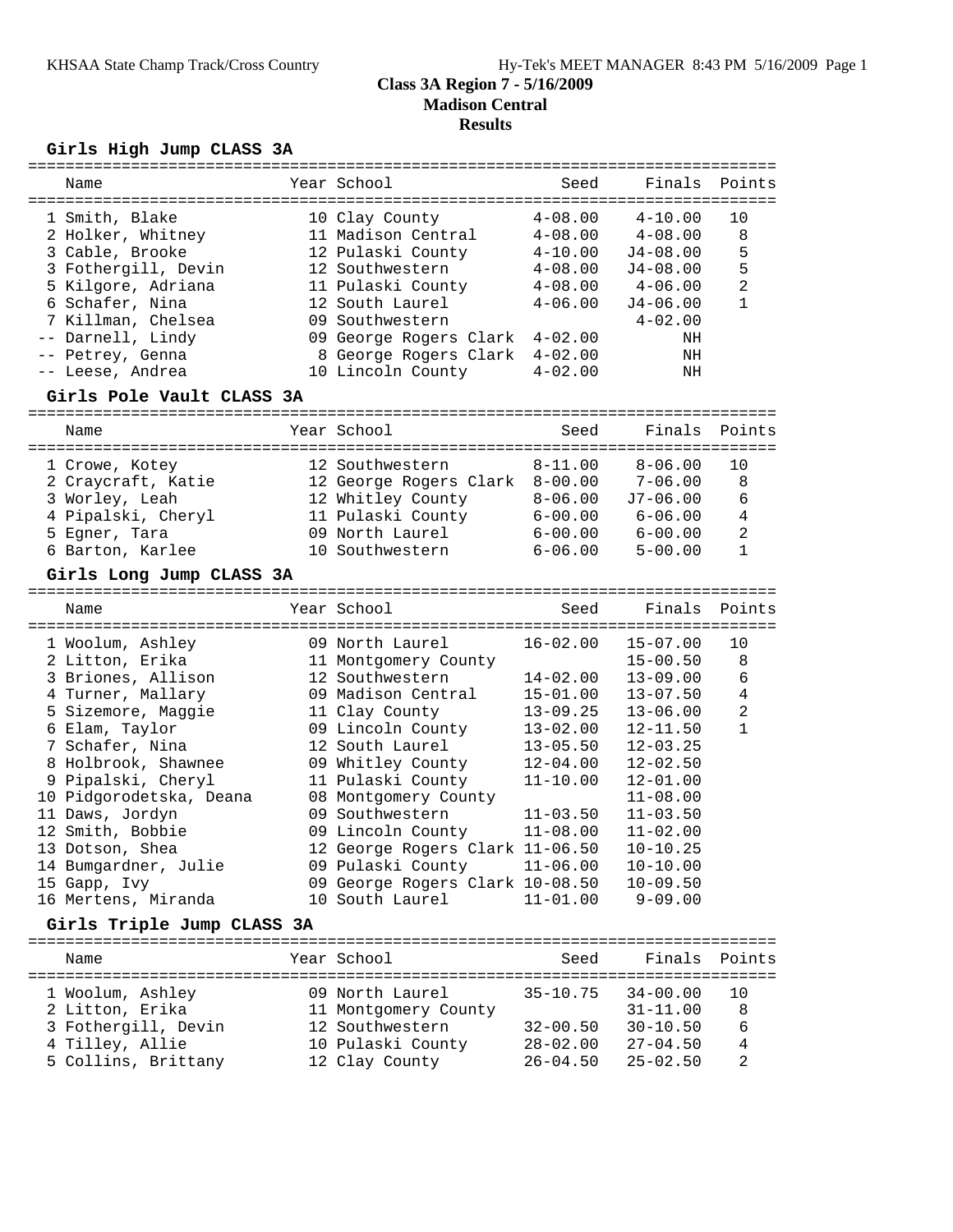# Class 3A Region 7 - 5/16/2009

## Madison Central

## Results

### Girls High Jump CLASS 3A

| Place | Name | Year | School | Seed | Finals | Points |
|---|---|---|---|---|---|---|
| 1 | Smith, Blake | 10 | Clay County | 4-08.00 | 4-10.00 | 10 |
| 2 | Holker, Whitney | 11 | Madison Central | 4-08.00 | 4-08.00 | 8 |
| 3 | Cable, Brooke | 12 | Pulaski County | 4-10.00 | J4-08.00 | 5 |
| 3 | Fothergill, Devin | 12 | Southwestern | 4-08.00 | J4-08.00 | 5 |
| 5 | Kilgore, Adriana | 11 | Pulaski County | 4-08.00 | 4-06.00 | 2 |
| 6 | Schafer, Nina | 12 | South Laurel | 4-06.00 | J4-06.00 | 1 |
| 7 | Killman, Chelsea | 09 | Southwestern | | 4-02.00 | |
| -- | Darnell, Lindy | 09 | George Rogers Clark | 4-02.00 | NH | |
| -- | Petrey, Genna | 8 | George Rogers Clark | 4-02.00 | NH | |
| -- | Leese, Andrea | 10 | Lincoln County | 4-02.00 | NH | |

### Girls Pole Vault CLASS 3A

| Place | Name | Year | School | Seed | Finals | Points |
|---|---|---|---|---|---|---|
| 1 | Crowe, Kotey | 12 | Southwestern | 8-11.00 | 8-06.00 | 10 |
| 2 | Craycraft, Katie | 12 | George Rogers Clark | 8-00.00 | 7-06.00 | 8 |
| 3 | Worley, Leah | 12 | Whitley County | 8-06.00 | J7-06.00 | 6 |
| 4 | Pipalski, Cheryl | 11 | Pulaski County | 6-00.00 | 6-06.00 | 4 |
| 5 | Egner, Tara | 09 | North Laurel | 6-00.00 | 6-00.00 | 2 |
| 6 | Barton, Karlee | 10 | Southwestern | 6-06.00 | 5-00.00 | 1 |

### Girls Long Jump CLASS 3A

| Place | Name | Year | School | Seed | Finals | Points |
|---|---|---|---|---|---|---|
| 1 | Woolum, Ashley | 09 | North Laurel | 16-02.00 | 15-07.00 | 10 |
| 2 | Litton, Erika | 11 | Montgomery County | | 15-00.50 | 8 |
| 3 | Briones, Allison | 12 | Southwestern | 14-02.00 | 13-09.00 | 6 |
| 4 | Turner, Mallary | 09 | Madison Central | 15-01.00 | 13-07.50 | 4 |
| 5 | Sizemore, Maggie | 11 | Clay County | 13-09.25 | 13-06.00 | 2 |
| 6 | Elam, Taylor | 09 | Lincoln County | 13-02.00 | 12-11.50 | 1 |
| 7 | Schafer, Nina | 12 | South Laurel | 13-05.50 | 12-03.25 | |
| 8 | Holbrook, Shawnee | 09 | Whitley County | 12-04.00 | 12-02.50 | |
| 9 | Pipalski, Cheryl | 11 | Pulaski County | 11-10.00 | 12-01.00 | |
| 10 | Pidgorodetska, Deana | 08 | Montgomery County | | 11-08.00 | |
| 11 | Daws, Jordyn | 09 | Southwestern | 11-03.50 | 11-03.50 | |
| 12 | Smith, Bobbie | 09 | Lincoln County | 11-08.00 | 11-02.00 | |
| 13 | Dotson, Shea | 12 | George Rogers Clark | 11-06.50 | 10-10.25 | |
| 14 | Bumgardner, Julie | 09 | Pulaski County | 11-06.00 | 10-10.00 | |
| 15 | Gapp, Ivy | 09 | George Rogers Clark | 10-08.50 | 10-09.50 | |
| 16 | Mertens, Miranda | 10 | South Laurel | 11-01.00 | 9-09.00 | |

### Girls Triple Jump CLASS 3A

| Place | Name | Year | School | Seed | Finals | Points |
|---|---|---|---|---|---|---|
| 1 | Woolum, Ashley | 09 | North Laurel | 35-10.75 | 34-00.00 | 10 |
| 2 | Litton, Erika | 11 | Montgomery County | | 31-11.00 | 8 |
| 3 | Fothergill, Devin | 12 | Southwestern | 32-00.50 | 30-10.50 | 6 |
| 4 | Tilley, Allie | 10 | Pulaski County | 28-02.00 | 27-04.50 | 4 |
| 5 | Collins, Brittany | 12 | Clay County | 26-04.50 | 25-02.50 | 2 |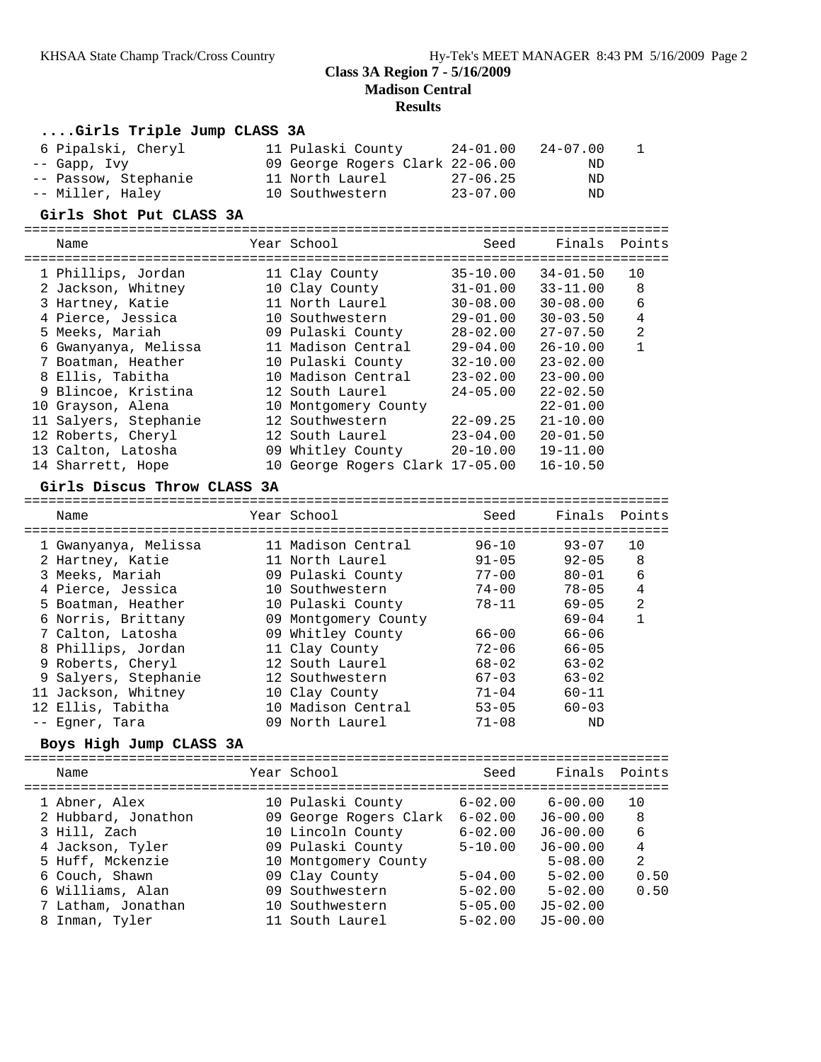## Class 3A Region 7 - 5/16/2009

## Madison Central

## Results

### ....Girls Triple Jump CLASS 3A

| Name | Year | School | Seed | Finals | Points |
|---|---|---|---|---|---|
| 6 Pipalski, Cheryl | 11 | Pulaski County | 24-01.00 | 24-07.00 | 1 |
| -- Gapp, Ivy | 09 | George Rogers Clark | 22-06.00 | ND | |
| -- Passow, Stephanie | 11 | North Laurel | 27-06.25 | ND | |
| -- Miller, Haley | 10 | Southwestern | 23-07.00 | ND | |

### Girls Shot Put CLASS 3A

| Name | Year | School | Seed | Finals | Points |
|---|---|---|---|---|---|
| 1 Phillips, Jordan | 11 | Clay County | 35-10.00 | 34-01.50 | 10 |
| 2 Jackson, Whitney | 10 | Clay County | 31-01.00 | 33-11.00 | 8 |
| 3 Hartney, Katie | 11 | North Laurel | 30-08.00 | 30-08.00 | 6 |
| 4 Pierce, Jessica | 10 | Southwestern | 29-01.00 | 30-03.50 | 4 |
| 5 Meeks, Mariah | 09 | Pulaski County | 28-02.00 | 27-07.50 | 2 |
| 6 Gwanyanya, Melissa | 11 | Madison Central | 29-04.00 | 26-10.00 | 1 |
| 7 Boatman, Heather | 10 | Pulaski County | 32-10.00 | 23-02.00 | |
| 8 Ellis, Tabitha | 10 | Madison Central | 23-02.00 | 23-00.00 | |
| 9 Blincoe, Kristina | 12 | South Laurel | 24-05.00 | 22-02.50 | |
| 10 Grayson, Alena | 10 | Montgomery County | | 22-01.00 | |
| 11 Salyers, Stephanie | 12 | Southwestern | 22-09.25 | 21-10.00 | |
| 12 Roberts, Cheryl | 12 | South Laurel | 23-04.00 | 20-01.50 | |
| 13 Calton, Latosha | 09 | Whitley County | 20-10.00 | 19-11.00 | |
| 14 Sharrett, Hope | 10 | George Rogers Clark | 17-05.00 | 16-10.50 | |

### Girls Discus Throw CLASS 3A

| Name | Year | School | Seed | Finals | Points |
|---|---|---|---|---|---|
| 1 Gwanyanya, Melissa | 11 | Madison Central | 96-10 | 93-07 | 10 |
| 2 Hartney, Katie | 11 | North Laurel | 91-05 | 92-05 | 8 |
| 3 Meeks, Mariah | 09 | Pulaski County | 77-00 | 80-01 | 6 |
| 4 Pierce, Jessica | 10 | Southwestern | 74-00 | 78-05 | 4 |
| 5 Boatman, Heather | 10 | Pulaski County | 78-11 | 69-05 | 2 |
| 6 Norris, Brittany | 09 | Montgomery County | | 69-04 | 1 |
| 7 Calton, Latosha | 09 | Whitley County | 66-00 | 66-06 | |
| 8 Phillips, Jordan | 11 | Clay County | 72-06 | 66-05 | |
| 9 Roberts, Cheryl | 12 | South Laurel | 68-02 | 63-02 | |
| 9 Salyers, Stephanie | 12 | Southwestern | 67-03 | 63-02 | |
| 11 Jackson, Whitney | 10 | Clay County | 71-04 | 60-11 | |
| 12 Ellis, Tabitha | 10 | Madison Central | 53-05 | 60-03 | |
| -- Egner, Tara | 09 | North Laurel | 71-08 | ND | |

### Boys High Jump CLASS 3A

| Name | Year | School | Seed | Finals | Points |
|---|---|---|---|---|---|
| 1 Abner, Alex | 10 | Pulaski County | 6-02.00 | 6-00.00 | 10 |
| 2 Hubbard, Jonathon | 09 | George Rogers Clark | 6-02.00 | J6-00.00 | 8 |
| 3 Hill, Zach | 10 | Lincoln County | 6-02.00 | J6-00.00 | 6 |
| 4 Jackson, Tyler | 09 | Pulaski County | 5-10.00 | J6-00.00 | 4 |
| 5 Huff, Mckenzie | 10 | Montgomery County | | 5-08.00 | 2 |
| 6 Couch, Shawn | 09 | Clay County | 5-04.00 | 5-02.00 | 0.50 |
| 6 Williams, Alan | 09 | Southwestern | 5-02.00 | 5-02.00 | 0.50 |
| 7 Latham, Jonathan | 10 | Southwestern | 5-05.00 | J5-02.00 | |
| 8 Inman, Tyler | 11 | South Laurel | 5-02.00 | J5-00.00 | |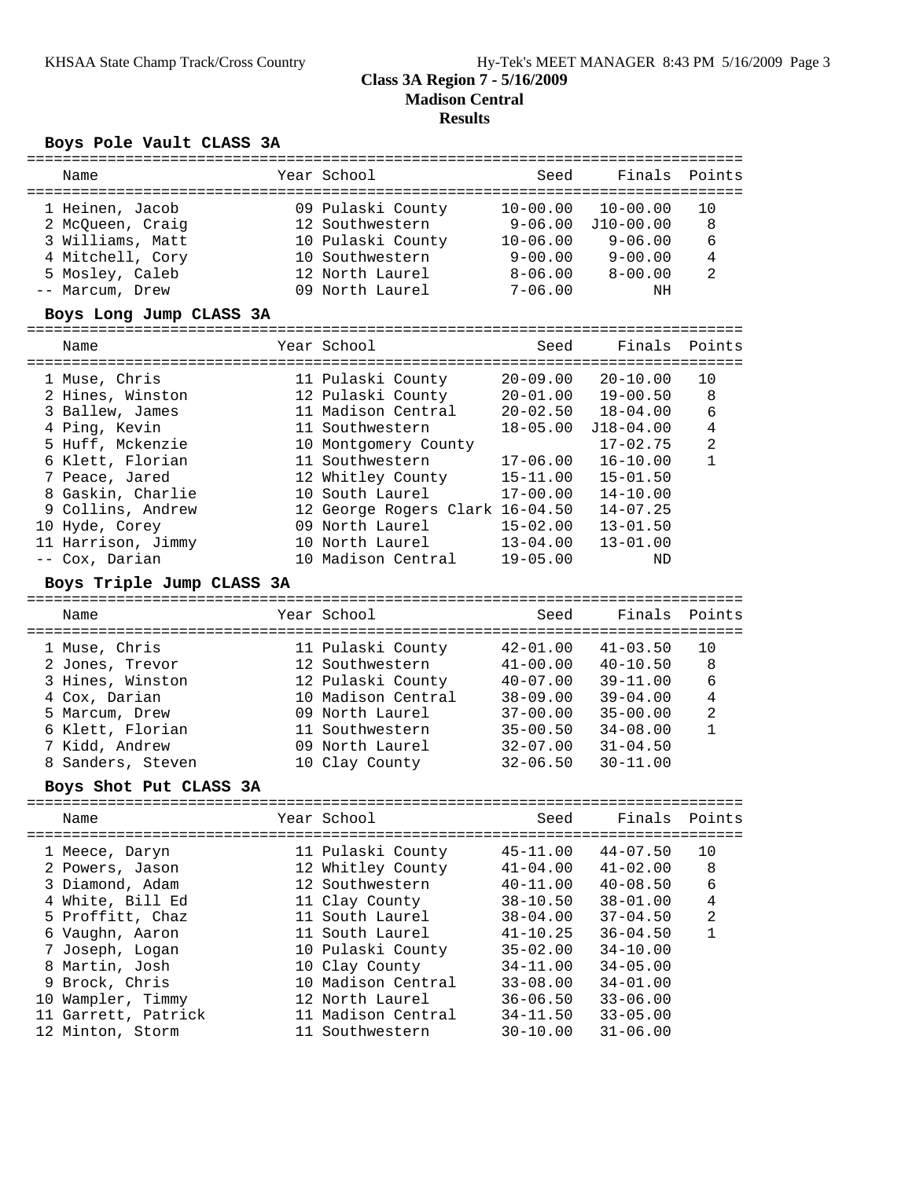# Class 3A Region 7 - 5/16/2009
## Madison Central
## Results

### Boys Pole Vault CLASS 3A

| | Name | Year | School | Seed | Finals | Points |
|---|---|---|---|---|---|---|
| 1 | Heinen, Jacob | 09 | Pulaski County | 10-00.00 | 10-00.00 | 10 |
| 2 | McQueen, Craig | 12 | Southwestern | 9-06.00 | J10-00.00 | 8 |
| 3 | Williams, Matt | 10 | Pulaski County | 10-06.00 | 9-06.00 | 6 |
| 4 | Mitchell, Cory | 10 | Southwestern | 9-00.00 | 9-00.00 | 4 |
| 5 | Mosley, Caleb | 12 | North Laurel | 8-06.00 | 8-00.00 | 2 |
| -- | Marcum, Drew | 09 | North Laurel | 7-06.00 | NH | |

### Boys Long Jump CLASS 3A

| | Name | Year | School | Seed | Finals | Points |
|---|---|---|---|---|---|---|
| 1 | Muse, Chris | 11 | Pulaski County | 20-09.00 | 20-10.00 | 10 |
| 2 | Hines, Winston | 12 | Pulaski County | 20-01.00 | 19-00.50 | 8 |
| 3 | Ballew, James | 11 | Madison Central | 20-02.50 | 18-04.00 | 6 |
| 4 | Ping, Kevin | 11 | Southwestern | 18-05.00 | J18-04.00 | 4 |
| 5 | Huff, Mckenzie | 10 | Montgomery County | | 17-02.75 | 2 |
| 6 | Klett, Florian | 11 | Southwestern | 17-06.00 | 16-10.00 | 1 |
| 7 | Peace, Jared | 12 | Whitley County | 15-11.00 | 15-01.50 | |
| 8 | Gaskin, Charlie | 10 | South Laurel | 17-00.00 | 14-10.00 | |
| 9 | Collins, Andrew | 12 | George Rogers Clark | 16-04.50 | 14-07.25 | |
| 10 | Hyde, Corey | 09 | North Laurel | 15-02.00 | 13-01.50 | |
| 11 | Harrison, Jimmy | 10 | North Laurel | 13-04.00 | 13-01.00 | |
| -- | Cox, Darian | 10 | Madison Central | 19-05.00 | ND | |

### Boys Triple Jump CLASS 3A

| | Name | Year | School | Seed | Finals | Points |
|---|---|---|---|---|---|---|
| 1 | Muse, Chris | 11 | Pulaski County | 42-01.00 | 41-03.50 | 10 |
| 2 | Jones, Trevor | 12 | Southwestern | 41-00.00 | 40-10.50 | 8 |
| 3 | Hines, Winston | 12 | Pulaski County | 40-07.00 | 39-11.00 | 6 |
| 4 | Cox, Darian | 10 | Madison Central | 38-09.00 | 39-04.00 | 4 |
| 5 | Marcum, Drew | 09 | North Laurel | 37-00.00 | 35-00.00 | 2 |
| 6 | Klett, Florian | 11 | Southwestern | 35-00.50 | 34-08.00 | 1 |
| 7 | Kidd, Andrew | 09 | North Laurel | 32-07.00 | 31-04.50 | |
| 8 | Sanders, Steven | 10 | Clay County | 32-06.50 | 30-11.00 | |

### Boys Shot Put CLASS 3A

| | Name | Year | School | Seed | Finals | Points |
|---|---|---|---|---|---|---|
| 1 | Meece, Daryn | 11 | Pulaski County | 45-11.00 | 44-07.50 | 10 |
| 2 | Powers, Jason | 12 | Whitley County | 41-04.00 | 41-02.00 | 8 |
| 3 | Diamond, Adam | 12 | Southwestern | 40-11.00 | 40-08.50 | 6 |
| 4 | White, Bill Ed | 11 | Clay County | 38-10.50 | 38-01.00 | 4 |
| 5 | Proffitt, Chaz | 11 | South Laurel | 38-04.00 | 37-04.50 | 2 |
| 6 | Vaughn, Aaron | 11 | South Laurel | 41-10.25 | 36-04.50 | 1 |
| 7 | Joseph, Logan | 10 | Pulaski County | 35-02.00 | 34-10.00 | |
| 8 | Martin, Josh | 10 | Clay County | 34-11.00 | 34-05.00 | |
| 9 | Brock, Chris | 10 | Madison Central | 33-08.00 | 34-01.00 | |
| 10 | Wampler, Timmy | 12 | North Laurel | 36-06.50 | 33-06.00 | |
| 11 | Garrett, Patrick | 11 | Madison Central | 34-11.50 | 33-05.00 | |
| 12 | Minton, Storm | 11 | Southwestern | 30-10.00 | 31-06.00 | |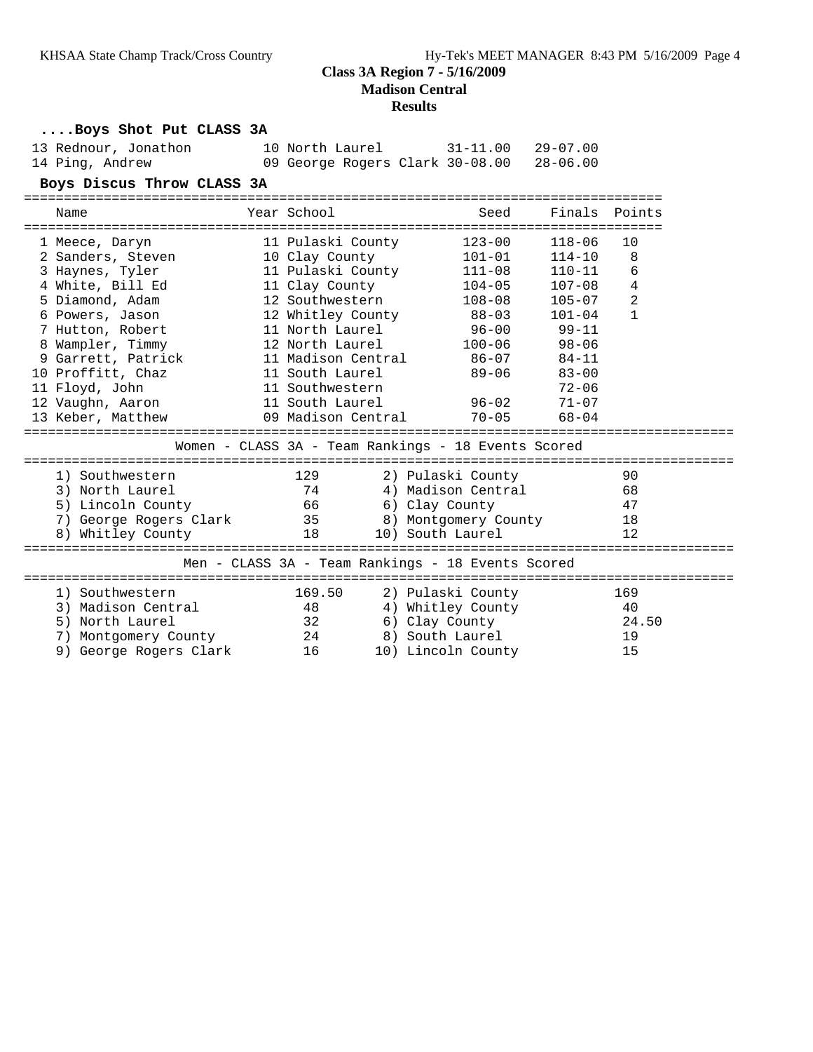## Class 3A Region 7 - 5/16/2009
## Madison Central
## Results

### ....Boys Shot Put CLASS 3A

| | | | | |
|---|---|---|---|---|
| 13 | Rednour, Jonathon | 10 North Laurel | 31-11.00 | 29-07.00 |
| 14 | Ping, Andrew | 09 George Rogers Clark | 30-08.00 | 28-06.00 |

### Boys Discus Throw CLASS 3A

| | Name | Year School | Seed | Finals | Points |
|---|---|---|---|---|---|
| 1 | Meece, Daryn | 11 Pulaski County | 123-00 | 118-06 | 10 |
| 2 | Sanders, Steven | 10 Clay County | 101-01 | 114-10 | 8 |
| 3 | Haynes, Tyler | 11 Pulaski County | 111-08 | 110-11 | 6 |
| 4 | White, Bill Ed | 11 Clay County | 104-05 | 107-08 | 4 |
| 5 | Diamond, Adam | 12 Southwestern | 108-08 | 105-07 | 2 |
| 6 | Powers, Jason | 12 Whitley County | 88-03 | 101-04 | 1 |
| 7 | Hutton, Robert | 11 North Laurel | 96-00 | 99-11 | |
| 8 | Wampler, Timmy | 12 North Laurel | 100-06 | 98-06 | |
| 9 | Garrett, Patrick | 11 Madison Central | 86-07 | 84-11 | |
| 10 | Proffitt, Chaz | 11 South Laurel | 89-06 | 83-00 | |
| 11 | Floyd, John | 11 Southwestern | | 72-06 | |
| 12 | Vaughn, Aaron | 11 South Laurel | 96-02 | 71-07 | |
| 13 | Keber, Matthew | 09 Madison Central | 70-05 | 68-04 | |

### Women - CLASS 3A - Team Rankings - 18 Events Scored

| | | | |
|---|---|---|---|
| 1) Southwestern | 129 | 2) Pulaski County | 90 |
| 3) North Laurel | 74 | 4) Madison Central | 68 |
| 5) Lincoln County | 66 | 6) Clay County | 47 |
| 7) George Rogers Clark | 35 | 8) Montgomery County | 18 |
| 8) Whitley County | 18 | 10) South Laurel | 12 |

### Men - CLASS 3A - Team Rankings - 18 Events Scored

| | | | |
|---|---|---|---|
| 1) Southwestern | 169.50 | 2) Pulaski County | 169 |
| 3) Madison Central | 48 | 4) Whitley County | 40 |
| 5) North Laurel | 32 | 6) Clay County | 24.50 |
| 7) Montgomery County | 24 | 8) South Laurel | 19 |
| 9) George Rogers Clark | 16 | 10) Lincoln County | 15 |